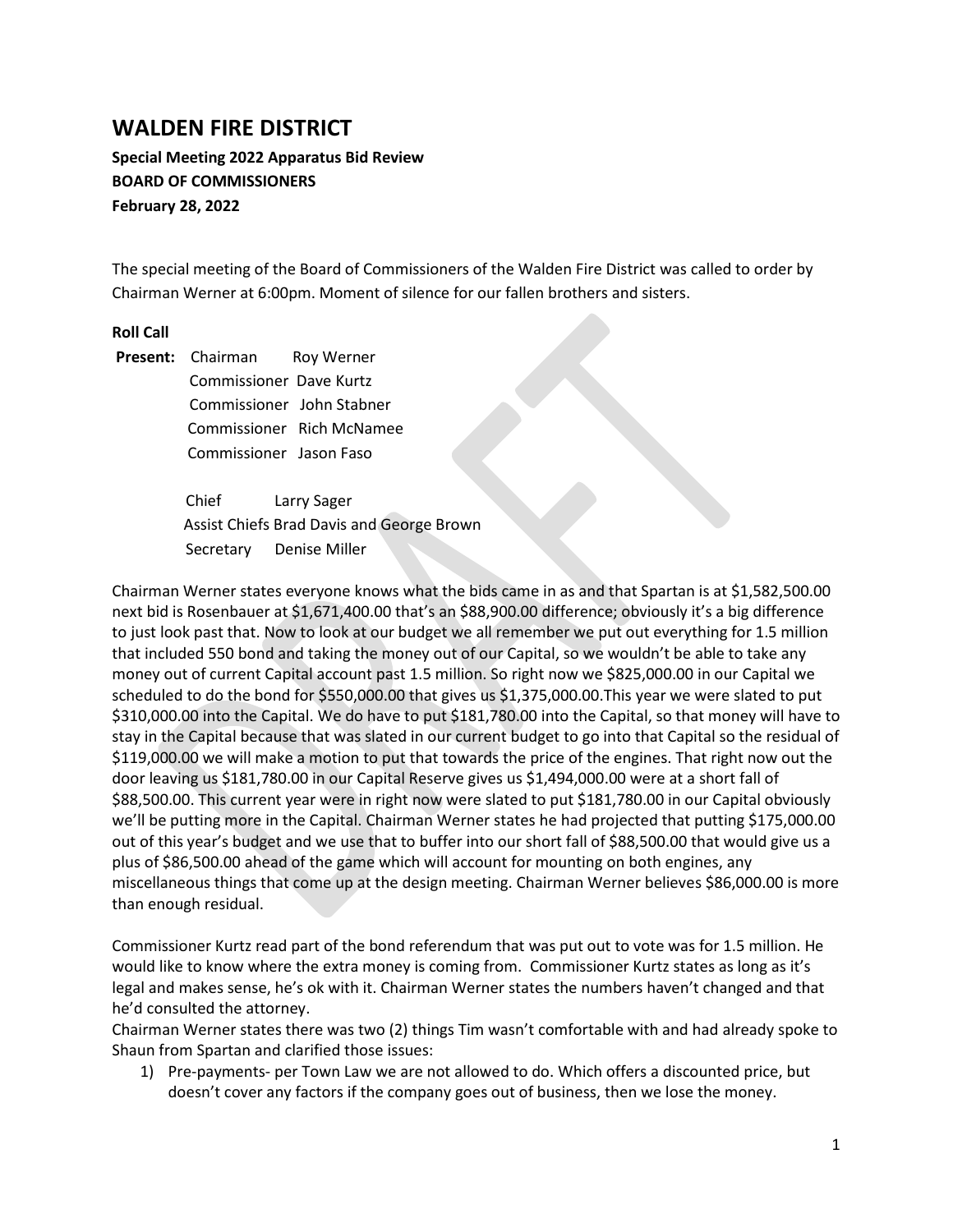# WALDEN FIRE DISTRICT

**Special Meeting 2022 Apparatus Bid Review**
**BOARD OF COMMISSIONERS**
**February 28, 2022**

The special meeting of the Board of Commissioners of the Walden Fire District was called to order by Chairman Werner at 6:00pm. Moment of silence for our fallen brothers and sisters.

**Roll Call**

**Present:** Chairman Roy Werner
Commissioner Dave Kurtz
Commissioner John Stabner
Commissioner Rich McNamee
Commissioner Jason Faso

Chief Larry Sager
Assist Chiefs Brad Davis and George Brown
Secretary Denise Miller

Chairman Werner states everyone knows what the bids came in as and that Spartan is at $1,582,500.00 next bid is Rosenbauer at $1,671,400.00 that's an $88,900.00 difference; obviously it's a big difference to just look past that. Now to look at our budget we all remember we put out everything for 1.5 million that included 550 bond and taking the money out of our Capital, so we wouldn't be able to take any money out of current Capital account past 1.5 million. So right now we $825,000.00 in our Capital we scheduled to do the bond for $550,000.00 that gives us $1,375,000.00.This year we were slated to put $310,000.00 into the Capital. We do have to put $181,780.00 into the Capital, so that money will have to stay in the Capital because that was slated in our current budget to go into that Capital so the residual of $119,000.00 we will make a motion to put that towards the price of the engines. That right now out the door leaving us $181,780.00 in our Capital Reserve gives us $1,494,000.00 were at a short fall of $88,500.00. This current year were in right now were slated to put $181,780.00 in our Capital obviously we'll be putting more in the Capital. Chairman Werner states he had projected that putting $175,000.00 out of this year's budget and we use that to buffer into our short fall of $88,500.00 that would give us a plus of $86,500.00 ahead of the game which will account for mounting on both engines, any miscellaneous things that come up at the design meeting. Chairman Werner believes $86,000.00 is more than enough residual.

Commissioner Kurtz read part of the bond referendum that was put out to vote was for 1.5 million. He would like to know where the extra money is coming from. Commissioner Kurtz states as long as it's legal and makes sense, he's ok with it. Chairman Werner states the numbers haven't changed and that he'd consulted the attorney.

Chairman Werner states there was two (2) things Tim wasn't comfortable with and had already spoke to Shaun from Spartan and clarified those issues:

1) Pre-payments- per Town Law we are not allowed to do. Which offers a discounted price, but doesn't cover any factors if the company goes out of business, then we lose the money.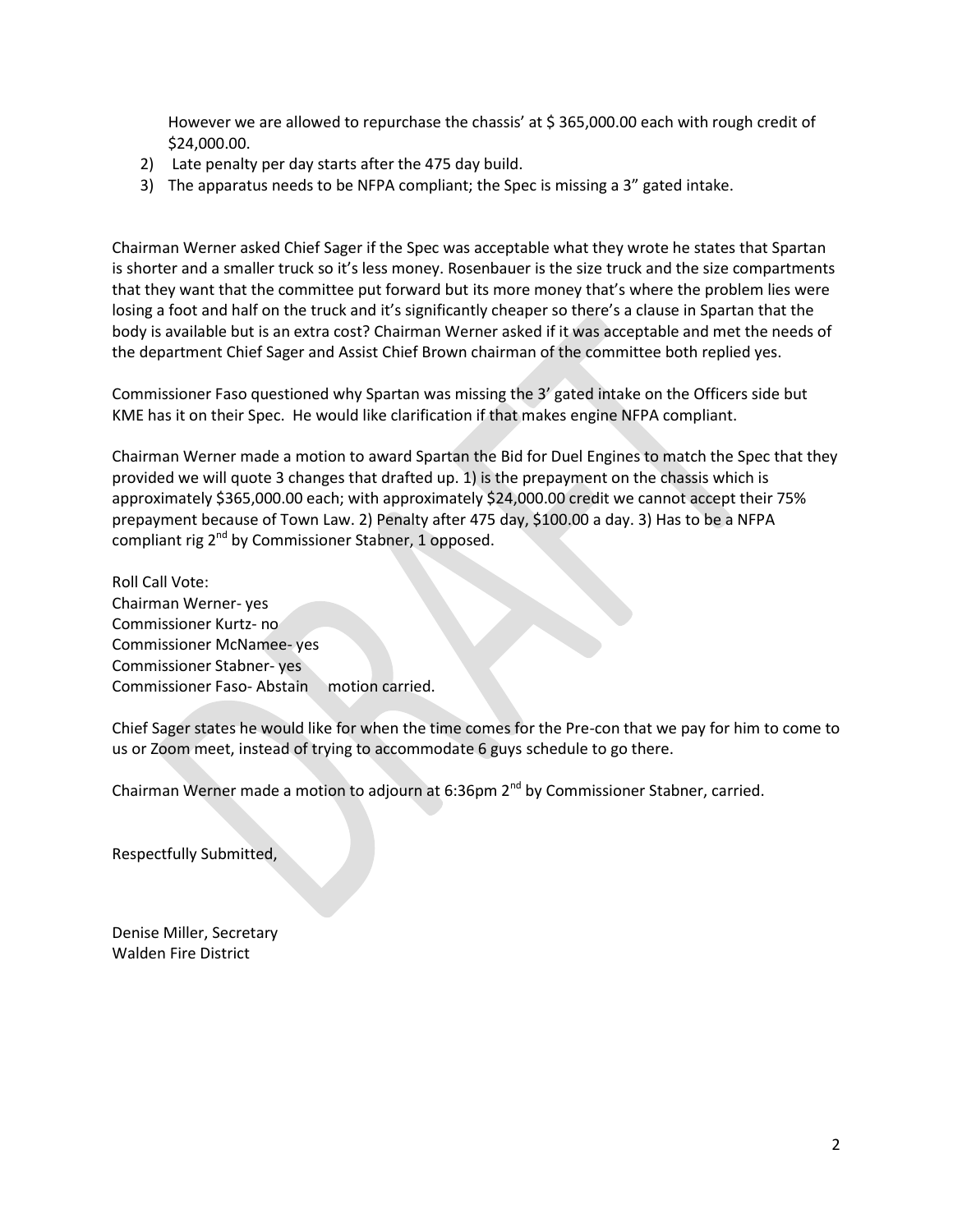However we are allowed to repurchase the chassis' at $ 365,000.00 each with rough credit of $24,000.00.

2) Late penalty per day starts after the 475 day build.
3) The apparatus needs to be NFPA compliant; the Spec is missing a 3" gated intake.

Chairman Werner asked Chief Sager if the Spec was acceptable what they wrote he states that Spartan is shorter and a smaller truck so it's less money. Rosenbauer is the size truck and the size compartments that they want that the committee put forward but its more money that's where the problem lies were losing a foot and half on the truck and it's significantly cheaper so there's a clause in Spartan that the body is available but is an extra cost? Chairman Werner asked if it was acceptable and met the needs of the department Chief Sager and Assist Chief Brown chairman of the committee both replied yes.

Commissioner Faso questioned why Spartan was missing the 3' gated intake on the Officers side but KME has it on their Spec. He would like clarification if that makes engine NFPA compliant.

Chairman Werner made a motion to award Spartan the Bid for Duel Engines to match the Spec that they provided we will quote 3 changes that drafted up. 1) is the prepayment on the chassis which is approximately $365,000.00 each; with approximately $24,000.00 credit we cannot accept their 75% prepayment because of Town Law. 2) Penalty after 475 day, $100.00 a day. 3) Has to be a NFPA compliant rig 2nd by Commissioner Stabner, 1 opposed.

Roll Call Vote:
Chairman Werner- yes
Commissioner Kurtz- no
Commissioner McNamee- yes
Commissioner Stabner- yes
Commissioner Faso- Abstain motion carried.

Chief Sager states he would like for when the time comes for the Pre-con that we pay for him to come to us or Zoom meet, instead of trying to accommodate 6 guys schedule to go there.

Chairman Werner made a motion to adjourn at 6:36pm 2nd by Commissioner Stabner, carried.

Respectfully Submitted,

Denise Miller, Secretary
Walden Fire District